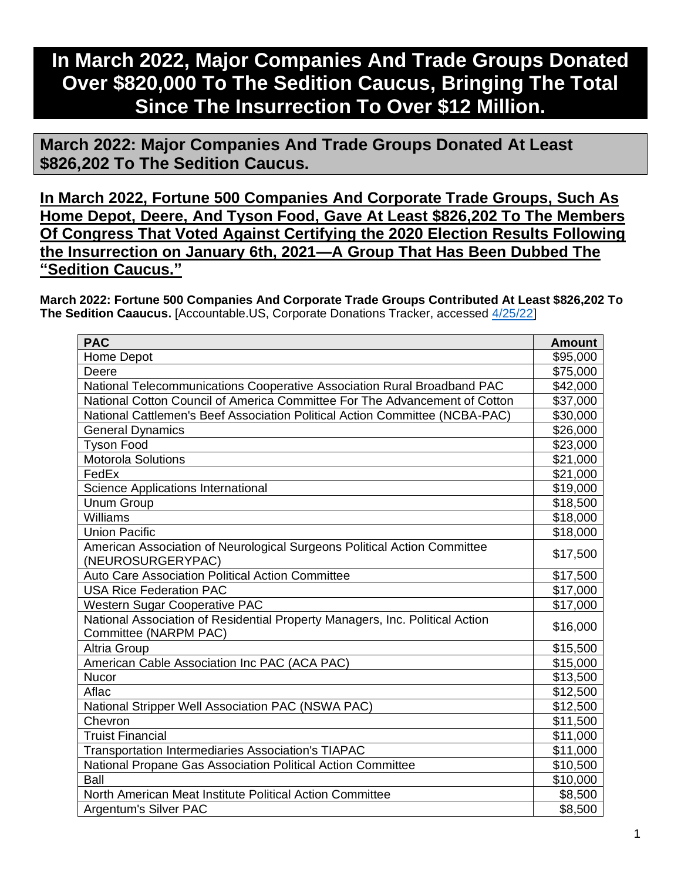# In March 2022, Major Companies And Trade Groups Donated Over $820,000 To The Sedition Caucus, Bringing The Total Since The Insurrection To Over $12 Million.

## March 2022: Major Companies And Trade Groups Donated At Least $826,202 To The Sedition Caucus.

### In March 2022, Fortune 500 Companies And Corporate Trade Groups, Such As Home Depot, Deere, And Tyson Food, Gave At Least $826,202 To The Members Of Congress That Voted Against Certifying the 2020 Election Results Following the Insurrection on January 6th, 2021—A Group That Has Been Dubbed The "Sedition Caucus."

**March 2022: Fortune 500 Companies And Corporate Trade Groups Contributed At Least $826,202 To The Sedition Caaucus.** [Accountable.US, Corporate Donations Tracker, accessed 4/25/22]

| PAC | Amount |
|---|---|
| Home Depot | $95,000 |
| Deere | $75,000 |
| National Telecommunications Cooperative Association Rural Broadband PAC | $42,000 |
| National Cotton Council of America Committee For The Advancement of Cotton | $37,000 |
| National Cattlemen's Beef Association Political Action Committee (NCBA-PAC) | $30,000 |
| General Dynamics | $26,000 |
| Tyson Food | $23,000 |
| Motorola Solutions | $21,000 |
| FedEx | $21,000 |
| Science Applications International | $19,000 |
| Unum Group | $18,500 |
| Williams | $18,000 |
| Union Pacific | $18,000 |
| American Association of Neurological Surgeons Political Action Committee (NEUROSURGERYPAC) | $17,500 |
| Auto Care Association Political Action Committee | $17,500 |
| USA Rice Federation PAC | $17,000 |
| Western Sugar Cooperative PAC | $17,000 |
| National Association of Residential Property Managers, Inc. Political Action Committee (NARPM PAC) | $16,000 |
| Altria Group | $15,500 |
| American Cable Association Inc PAC (ACA PAC) | $15,000 |
| Nucor | $13,500 |
| Aflac | $12,500 |
| National Stripper Well Association PAC (NSWA PAC) | $12,500 |
| Chevron | $11,500 |
| Truist Financial | $11,000 |
| Transportation Intermediaries Association's TIAPAC | $11,000 |
| National Propane Gas Association Political Action Committee | $10,500 |
| Ball | $10,000 |
| North American Meat Institute Political Action Committee | $8,500 |
| Argentum's Silver PAC | $8,500 |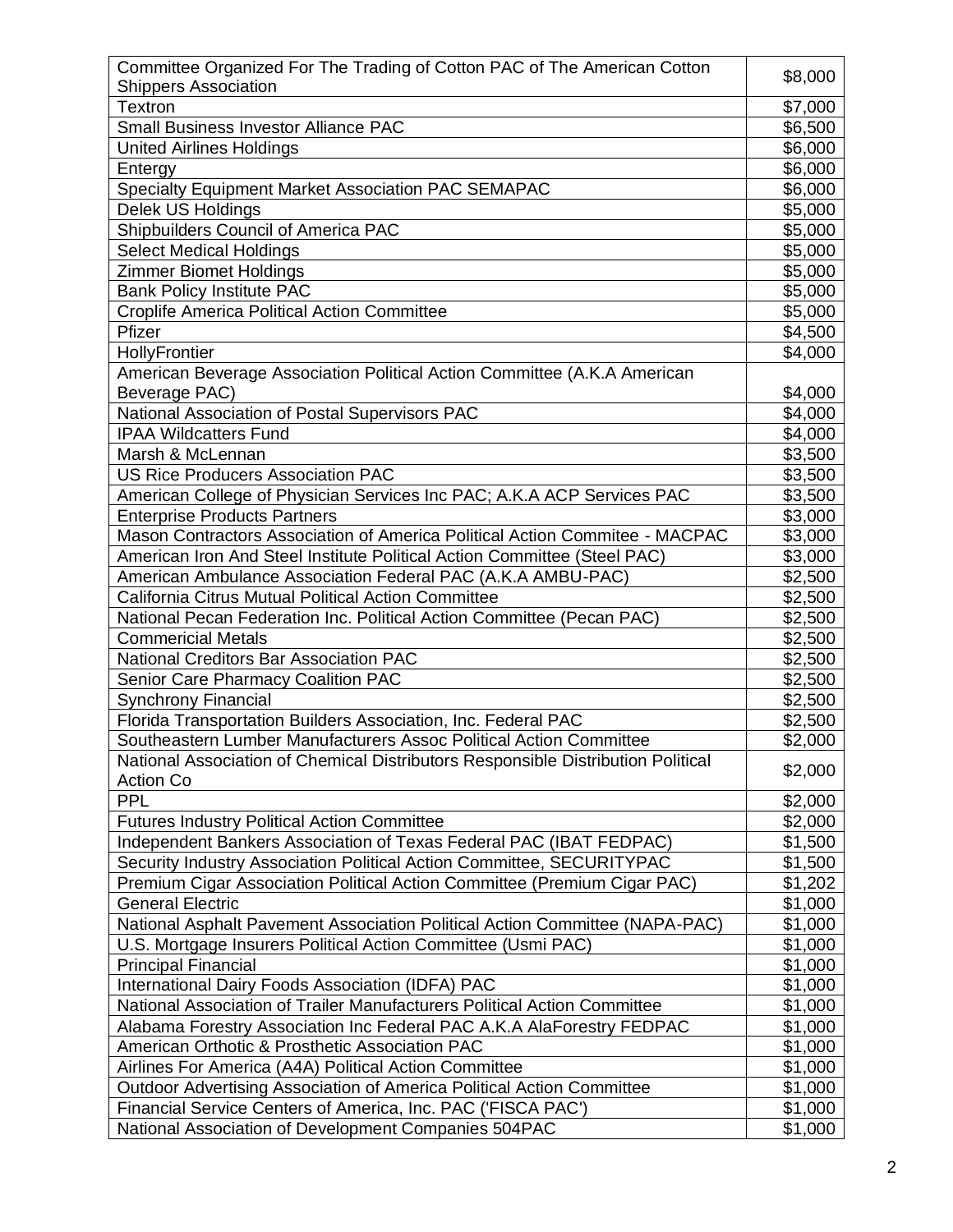| | |
|---|---|
| Committee Organized For The Trading of Cotton PAC of The American Cotton Shippers Association | $8,000 |
| Textron | $7,000 |
| Small Business Investor Alliance PAC | $6,500 |
| United Airlines Holdings | $6,000 |
| Entergy | $6,000 |
| Specialty Equipment Market Association PAC SEMAPAC | $6,000 |
| Delek US Holdings | $5,000 |
| Shipbuilders Council of America PAC | $5,000 |
| Select Medical Holdings | $5,000 |
| Zimmer Biomet Holdings | $5,000 |
| Bank Policy Institute PAC | $5,000 |
| Croplife America Political Action Committee | $5,000 |
| Pfizer | $4,500 |
| HollyFrontier | $4,000 |
| American Beverage Association Political Action Committee (A.K.A American Beverage PAC) | $4,000 |
| National Association of Postal Supervisors PAC | $4,000 |
| IPAA Wildcatters Fund | $4,000 |
| Marsh & McLennan | $3,500 |
| US Rice Producers Association PAC | $3,500 |
| American College of Physician Services Inc PAC; A.K.A ACP Services PAC | $3,500 |
| Enterprise Products Partners | $3,000 |
| Mason Contractors Association of America Political Action Commitee - MACPAC | $3,000 |
| American Iron And Steel Institute Political Action Committee (Steel PAC) | $3,000 |
| American Ambulance Association Federal PAC (A.K.A AMBU-PAC) | $2,500 |
| California Citrus Mutual Political Action Committee | $2,500 |
| National Pecan Federation Inc. Political Action Committee (Pecan PAC) | $2,500 |
| Commericial Metals | $2,500 |
| National Creditors Bar Association PAC | $2,500 |
| Senior Care Pharmacy Coalition PAC | $2,500 |
| Synchrony Financial | $2,500 |
| Florida Transportation Builders Association, Inc. Federal PAC | $2,500 |
| Southeastern Lumber Manufacturers Assoc Political Action Committee | $2,000 |
| National Association of Chemical Distributors Responsible Distribution Political Action Co | $2,000 |
| PPL | $2,000 |
| Futures Industry Political Action Committee | $2,000 |
| Independent Bankers Association of Texas Federal PAC (IBAT FEDPAC) | $1,500 |
| Security Industry Association Political Action Committee, SECURITYPAC | $1,500 |
| Premium Cigar Association Political Action Committee (Premium Cigar PAC) | $1,202 |
| General Electric | $1,000 |
| National Asphalt Pavement Association Political Action Committee (NAPA-PAC) | $1,000 |
| U.S. Mortgage Insurers Political Action Committee (Usmi PAC) | $1,000 |
| Principal Financial | $1,000 |
| International Dairy Foods Association (IDFA) PAC | $1,000 |
| National Association of Trailer Manufacturers Political Action Committee | $1,000 |
| Alabama Forestry Association Inc Federal PAC A.K.A AlaForestry FEDPAC | $1,000 |
| American Orthotic & Prosthetic Association PAC | $1,000 |
| Airlines For America (A4A) Political Action Committee | $1,000 |
| Outdoor Advertising Association of America Political Action Committee | $1,000 |
| Financial Service Centers of America, Inc. PAC ('FISCA PAC') | $1,000 |
| National Association of Development Companies 504PAC | $1,000 |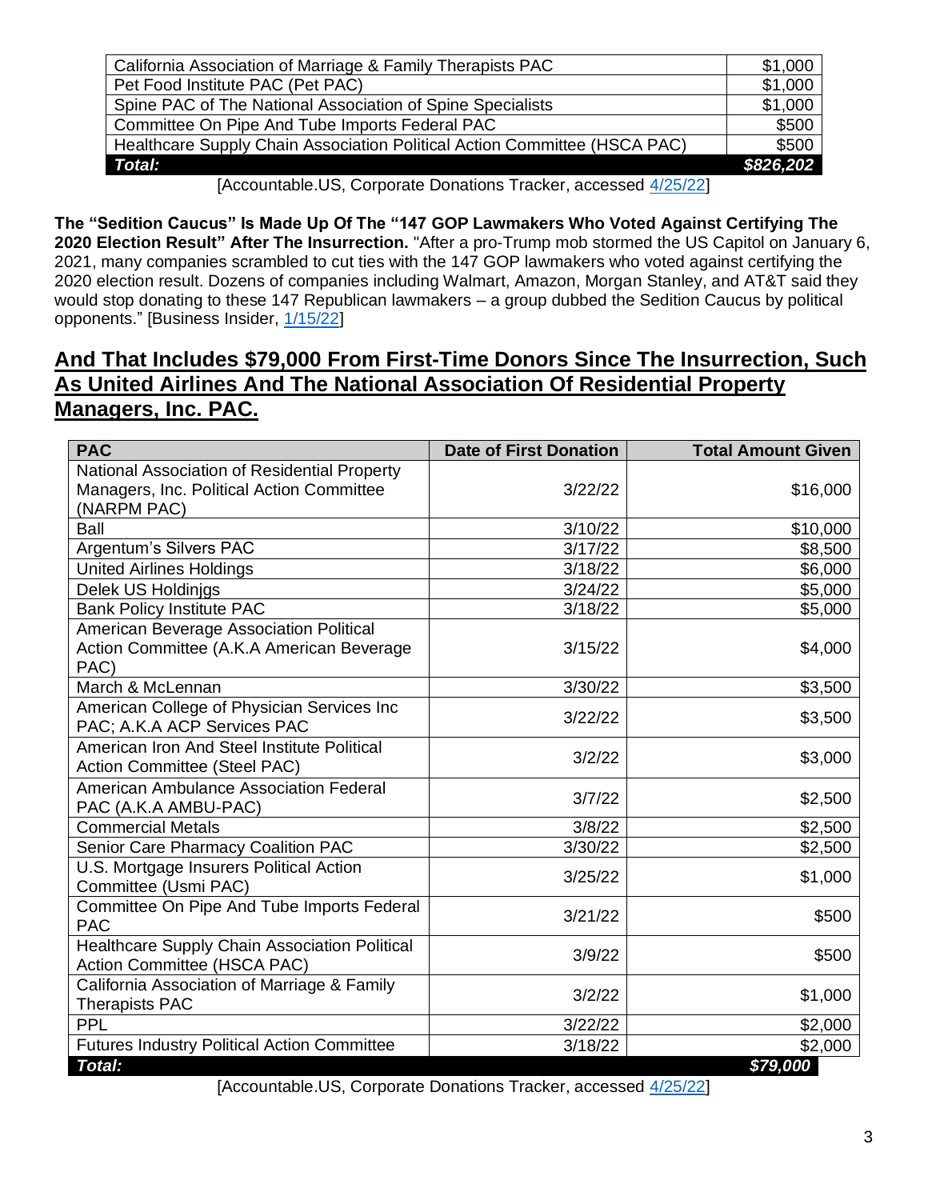| | |
|---|---:|
| California Association of Marriage & Family Therapists PAC | $1,000 |
| Pet Food Institute PAC (Pet PAC) | $1,000 |
| Spine PAC of The National Association of Spine Specialists | $1,000 |
| Committee On Pipe And Tube Imports Federal PAC | $500 |
| Healthcare Supply Chain Association Political Action Committee (HSCA PAC) | $500 |
| ***Total:*** | ***$826,202*** |

[Accountable.US, Corporate Donations Tracker, accessed 4/25/22]

**The "Sedition Caucus" Is Made Up Of The "147 GOP Lawmakers Who Voted Against Certifying The 2020 Election Result" After The Insurrection.** "After a pro-Trump mob stormed the US Capitol on January 6, 2021, many companies scrambled to cut ties with the 147 GOP lawmakers who voted against certifying the 2020 election result. Dozens of companies including Walmart, Amazon, Morgan Stanley, and AT&T said they would stop donating to these 147 Republican lawmakers – a group dubbed the Sedition Caucus by political opponents." [Business Insider, 1/15/22]

## And That Includes $79,000 From First-Time Donors Since The Insurrection, Such As United Airlines And The National Association Of Residential Property Managers, Inc. PAC.

| PAC | Date of First Donation | Total Amount Given |
|---|---:|---:|
| National Association of Residential Property Managers, Inc. Political Action Committee (NARPM PAC) | 3/22/22 | $16,000 |
| Ball | 3/10/22 | $10,000 |
| Argentum's Silvers PAC | 3/17/22 | $8,500 |
| United Airlines Holdings | 3/18/22 | $6,000 |
| Delek US Holdinjgs | 3/24/22 | $5,000 |
| Bank Policy Institute PAC | 3/18/22 | $5,000 |
| American Beverage Association Political Action Committee (A.K.A American Beverage PAC) | 3/15/22 | $4,000 |
| March & McLennan | 3/30/22 | $3,500 |
| American College of Physician Services Inc PAC; A.K.A ACP Services PAC | 3/22/22 | $3,500 |
| American Iron And Steel Institute Political Action Committee (Steel PAC) | 3/2/22 | $3,000 |
| American Ambulance Association Federal PAC (A.K.A AMBU-PAC) | 3/7/22 | $2,500 |
| Commercial Metals | 3/8/22 | $2,500 |
| Senior Care Pharmacy Coalition PAC | 3/30/22 | $2,500 |
| U.S. Mortgage Insurers Political Action Committee (Usmi PAC) | 3/25/22 | $1,000 |
| Committee On Pipe And Tube Imports Federal PAC | 3/21/22 | $500 |
| Healthcare Supply Chain Association Political Action Committee (HSCA PAC) | 3/9/22 | $500 |
| California Association of Marriage & Family Therapists PAC | 3/2/22 | $1,000 |
| PPL | 3/22/22 | $2,000 |
| Futures Industry Political Action Committee | 3/18/22 | $2,000 |
| ***Total:*** | | ***$79,000*** |

[Accountable.US, Corporate Donations Tracker, accessed 4/25/22]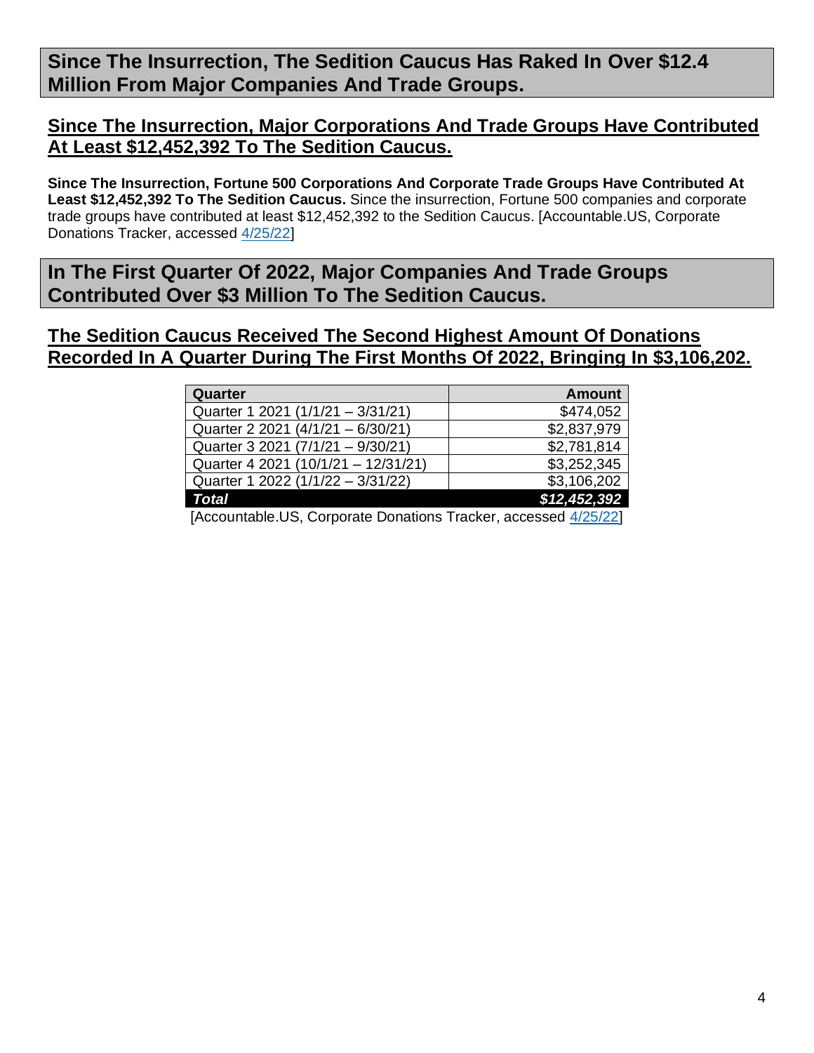## Since The Insurrection, The Sedition Caucus Has Raked In Over $12.4 Million From Major Companies And Trade Groups.

### Since The Insurrection, Major Corporations And Trade Groups Have Contributed At Least $12,452,392 To The Sedition Caucus.

**Since The Insurrection, Fortune 500 Corporations And Corporate Trade Groups Have Contributed At Least $12,452,392 To The Sedition Caucus.** Since the insurrection, Fortune 500 companies and corporate trade groups have contributed at least $12,452,392 to the Sedition Caucus. [Accountable.US, Corporate Donations Tracker, accessed 4/25/22]

## In The First Quarter Of 2022, Major Companies And Trade Groups Contributed Over $3 Million To The Sedition Caucus.

### The Sedition Caucus Received The Second Highest Amount Of Donations Recorded In A Quarter During The First Months Of 2022, Bringing In $3,106,202.

| Quarter | Amount |
|---|---:|
| Quarter 1 2021 (1/1/21 – 3/31/21) | $474,052 |
| Quarter 2 2021 (4/1/21 – 6/30/21) | $2,837,979 |
| Quarter 3 2021 (7/1/21 – 9/30/21) | $2,781,814 |
| Quarter 4 2021 (10/1/21 – 12/31/21) | $3,252,345 |
| Quarter 1 2022 (1/1/22 – 3/31/22) | $3,106,202 |
| ***Total*** | ***$12,452,392*** |

[Accountable.US, Corporate Donations Tracker, accessed 4/25/22]